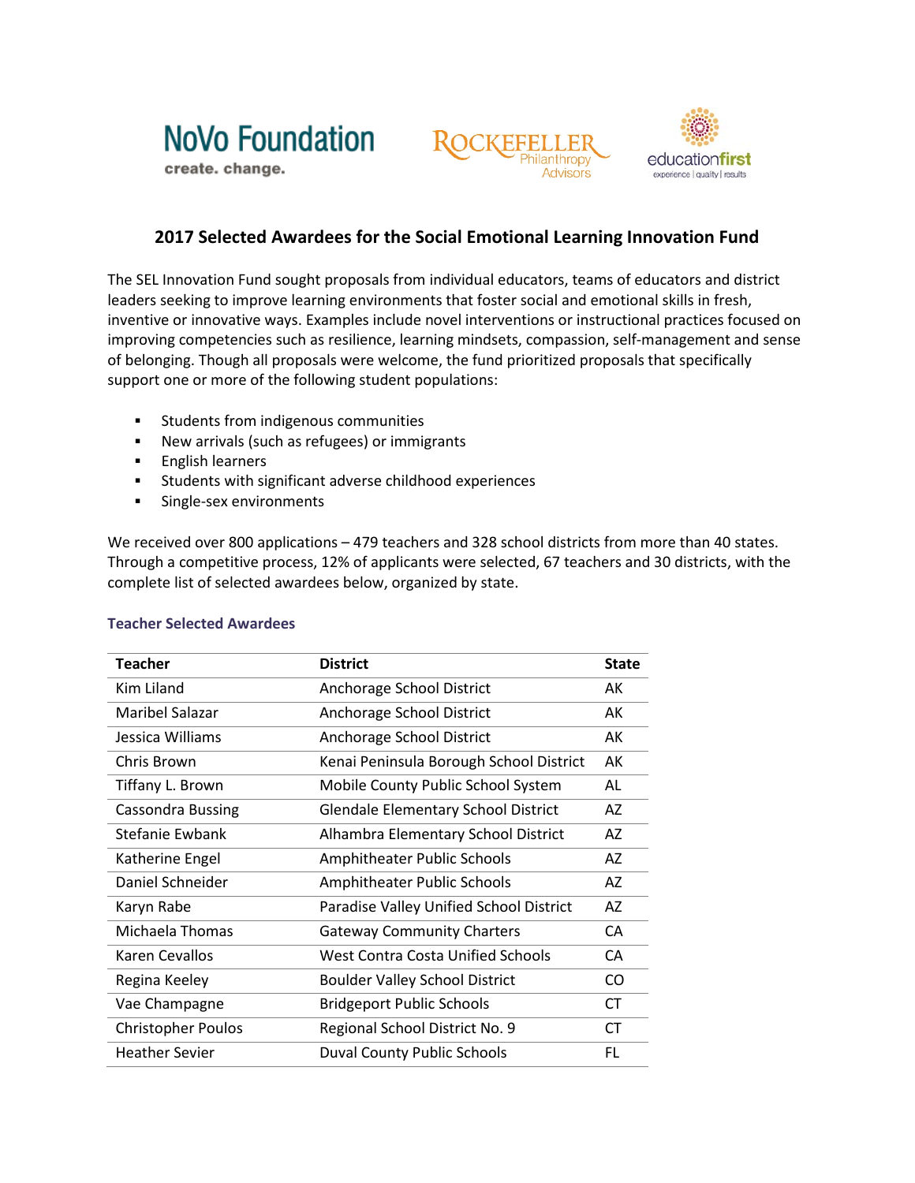NoVo Foundation
create. change.

Rockefeller Philanthropy Advisors

educationfirst
experience | quality | results

## 2017 Selected Awardees for the Social Emotional Learning Innovation Fund

The SEL Innovation Fund sought proposals from individual educators, teams of educators and district leaders seeking to improve learning environments that foster social and emotional skills in fresh, inventive or innovative ways. Examples include novel interventions or instructional practices focused on improving competencies such as resilience, learning mindsets, compassion, self-management and sense of belonging. Though all proposals were welcome, the fund prioritized proposals that specifically support one or more of the following student populations:

- Students from indigenous communities
- New arrivals (such as refugees) or immigrants
- English learners
- Students with significant adverse childhood experiences
- Single-sex environments

We received over 800 applications – 479 teachers and 328 school districts from more than 40 states. Through a competitive process, 12% of applicants were selected, 67 teachers and 30 districts, with the complete list of selected awardees below, organized by state.

### Teacher Selected Awardees

| Teacher | District | State |
|---|---|---|
| Kim Liland | Anchorage School District | AK |
| Maribel Salazar | Anchorage School District | AK |
| Jessica Williams | Anchorage School District | AK |
| Chris Brown | Kenai Peninsula Borough School District | AK |
| Tiffany L. Brown | Mobile County Public School System | AL |
| Cassondra Bussing | Glendale Elementary School District | AZ |
| Stefanie Ewbank | Alhambra Elementary School District | AZ |
| Katherine Engel | Amphitheater Public Schools | AZ |
| Daniel Schneider | Amphitheater Public Schools | AZ |
| Karyn Rabe | Paradise Valley Unified School District | AZ |
| Michaela Thomas | Gateway Community Charters | CA |
| Karen Cevallos | West Contra Costa Unified Schools | CA |
| Regina Keeley | Boulder Valley School District | CO |
| Vae Champagne | Bridgeport Public Schools | CT |
| Christopher Poulos | Regional School District No. 9 | CT |
| Heather Sevier | Duval County Public Schools | FL |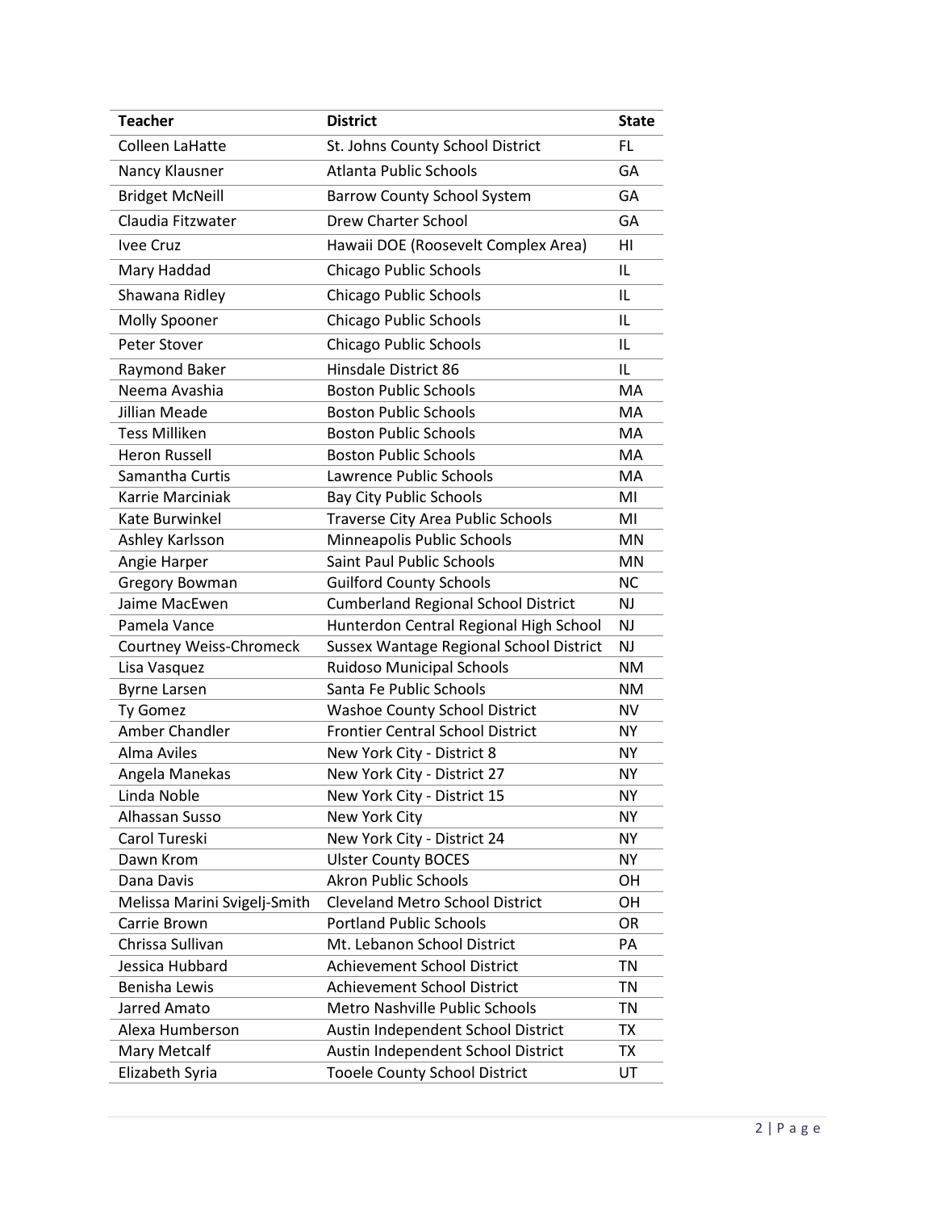| Teacher | District | State |
|---|---|---|
| Colleen LaHatte | St. Johns County School District | FL |
| Nancy Klausner | Atlanta Public Schools | GA |
| Bridget McNeill | Barrow County School System | GA |
| Claudia Fitzwater | Drew Charter School | GA |
| Ivee Cruz | Hawaii DOE (Roosevelt Complex Area) | HI |
| Mary Haddad | Chicago Public Schools | IL |
| Shawana Ridley | Chicago Public Schools | IL |
| Molly Spooner | Chicago Public Schools | IL |
| Peter Stover | Chicago Public Schools | IL |
| Raymond Baker | Hinsdale District 86 | IL |
| Neema Avashia | Boston Public Schools | MA |
| Jillian Meade | Boston Public Schools | MA |
| Tess Milliken | Boston Public Schools | MA |
| Heron Russell | Boston Public Schools | MA |
| Samantha Curtis | Lawrence Public Schools | MA |
| Karrie Marciniak | Bay City Public Schools | MI |
| Kate Burwinkel | Traverse City Area Public Schools | MI |
| Ashley Karlsson | Minneapolis Public Schools | MN |
| Angie Harper | Saint Paul Public Schools | MN |
| Gregory Bowman | Guilford County Schools | NC |
| Jaime MacEwen | Cumberland Regional School District | NJ |
| Pamela Vance | Hunterdon Central Regional High School | NJ |
| Courtney Weiss-Chromeck | Sussex Wantage Regional School District | NJ |
| Lisa Vasquez | Ruidoso Municipal Schools | NM |
| Byrne Larsen | Santa Fe Public Schools | NM |
| Ty Gomez | Washoe County School District | NV |
| Amber Chandler | Frontier Central School District | NY |
| Alma Aviles | New York City - District 8 | NY |
| Angela Manekas | New York City - District 27 | NY |
| Linda Noble | New York City - District 15 | NY |
| Alhassan Susso | New York City | NY |
| Carol Tureski | New York City - District 24 | NY |
| Dawn Krom | Ulster County BOCES | NY |
| Dana Davis | Akron Public Schools | OH |
| Melissa Marini Svigelj-Smith | Cleveland Metro School District | OH |
| Carrie Brown | Portland Public Schools | OR |
| Chrissa Sullivan | Mt. Lebanon School District | PA |
| Jessica Hubbard | Achievement School District | TN |
| Benisha Lewis | Achievement School District | TN |
| Jarred Amato | Metro Nashville Public Schools | TN |
| Alexa Humberson | Austin Independent School District | TX |
| Mary Metcalf | Austin Independent School District | TX |
| Elizabeth Syria | Tooele County School District | UT |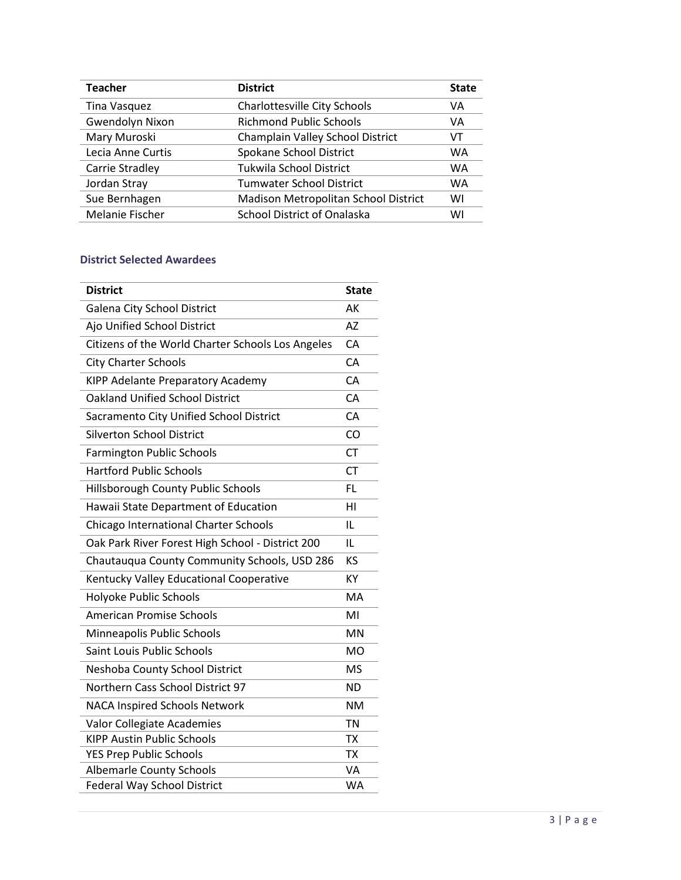| Teacher | District | State |
| --- | --- | --- |
| Tina Vasquez | Charlottesville City Schools | VA |
| Gwendolyn Nixon | Richmond Public Schools | VA |
| Mary Muroski | Champlain Valley School District | VT |
| Lecia Anne Curtis | Spokane School District | WA |
| Carrie Stradley | Tukwila School District | WA |
| Jordan Stray | Tumwater School District | WA |
| Sue Bernhagen | Madison Metropolitan School District | WI |
| Melanie Fischer | School District of Onalaska | WI |

### District Selected Awardees

| District | State |
| --- | --- |
| Galena City School District | AK |
| Ajo Unified School District | AZ |
| Citizens of the World Charter Schools Los Angeles | CA |
| City Charter Schools | CA |
| KIPP Adelante Preparatory Academy | CA |
| Oakland Unified School District | CA |
| Sacramento City Unified School District | CA |
| Silverton School District | CO |
| Farmington Public Schools | CT |
| Hartford Public Schools | CT |
| Hillsborough County Public Schools | FL |
| Hawaii State Department of Education | HI |
| Chicago International Charter Schools | IL |
| Oak Park River Forest High School - District 200 | IL |
| Chautauqua County Community Schools, USD 286 | KS |
| Kentucky Valley Educational Cooperative | KY |
| Holyoke Public Schools | MA |
| American Promise Schools | MI |
| Minneapolis Public Schools | MN |
| Saint Louis Public Schools | MO |
| Neshoba County School District | MS |
| Northern Cass School District 97 | ND |
| NACA Inspired Schools Network | NM |
| Valor Collegiate Academies | TN |
| KIPP Austin Public Schools | TX |
| YES Prep Public Schools | TX |
| Albemarle County Schools | VA |
| Federal Way School District | WA |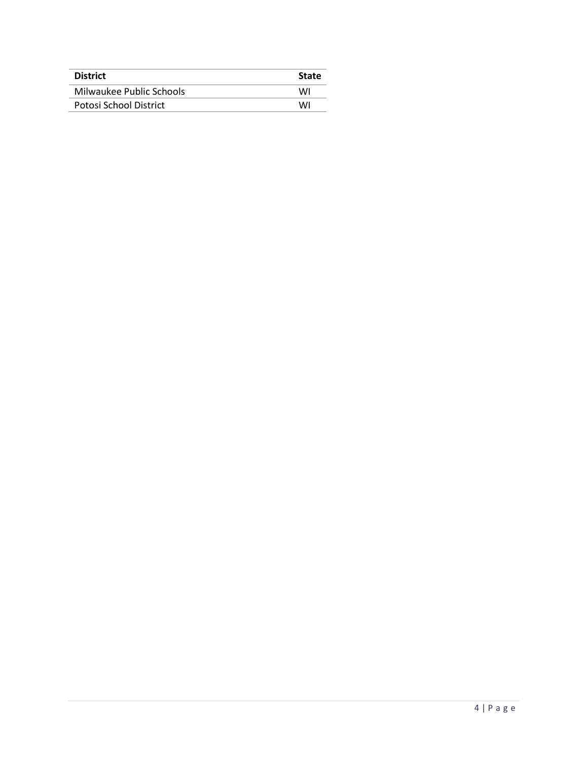| District | State |
| --- | --- |
| Milwaukee Public Schools | WI |
| Potosi School District | WI |